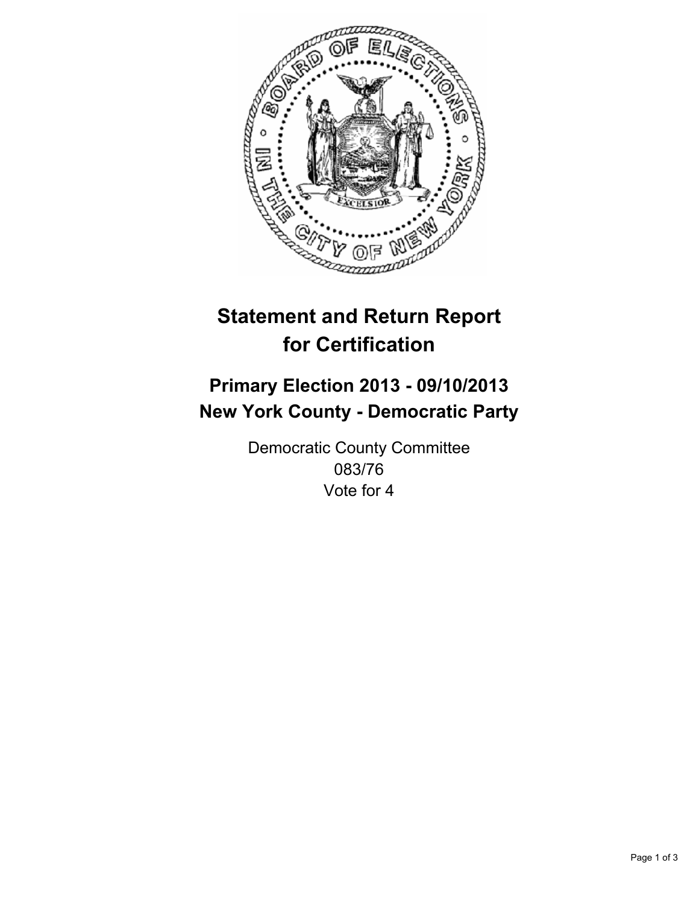# Statement and Return Report for Certification

## Primary Election 2013 - 09/10/2013
## New York County - Democratic Party

Democratic County Committee
083/76
Vote for 4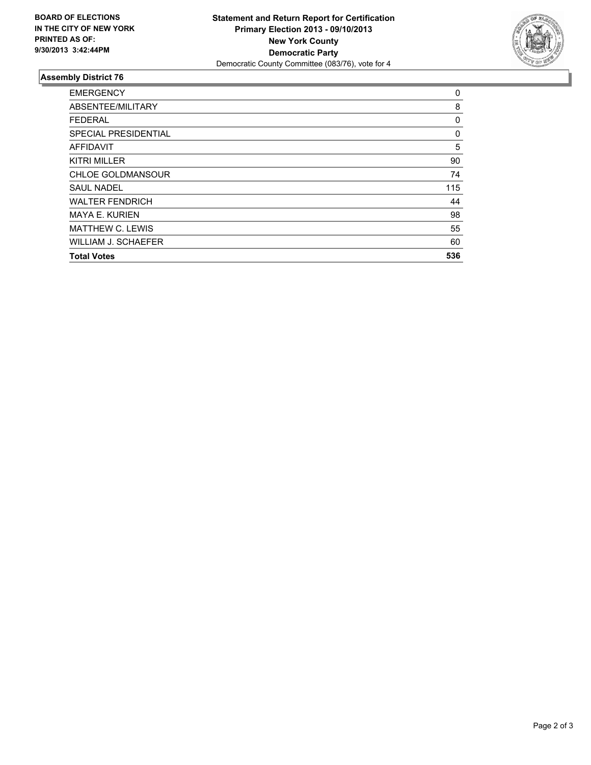**BOARD OF ELECTIONS IN THE CITY OF NEW YORK PRINTED AS OF: 9/30/2013 3:42:44PM**

**Statement and Return Report for Certification**
**Primary Election 2013 - 09/10/2013**
**New York County**
**Democratic Party**
Democratic County Committee (083/76), vote for 4

### Assembly District 76

| | |
|---|---|
| EMERGENCY | 0 |
| ABSENTEE/MILITARY | 8 |
| FEDERAL | 0 |
| SPECIAL PRESIDENTIAL | 0 |
| AFFIDAVIT | 5 |
| KITRI MILLER | 90 |
| CHLOE GOLDMANSOUR | 74 |
| SAUL NADEL | 115 |
| WALTER FENDRICH | 44 |
| MAYA E. KURIEN | 98 |
| MATTHEW C. LEWIS | 55 |
| WILLIAM J. SCHAEFER | 60 |
| **Total Votes** | **536** |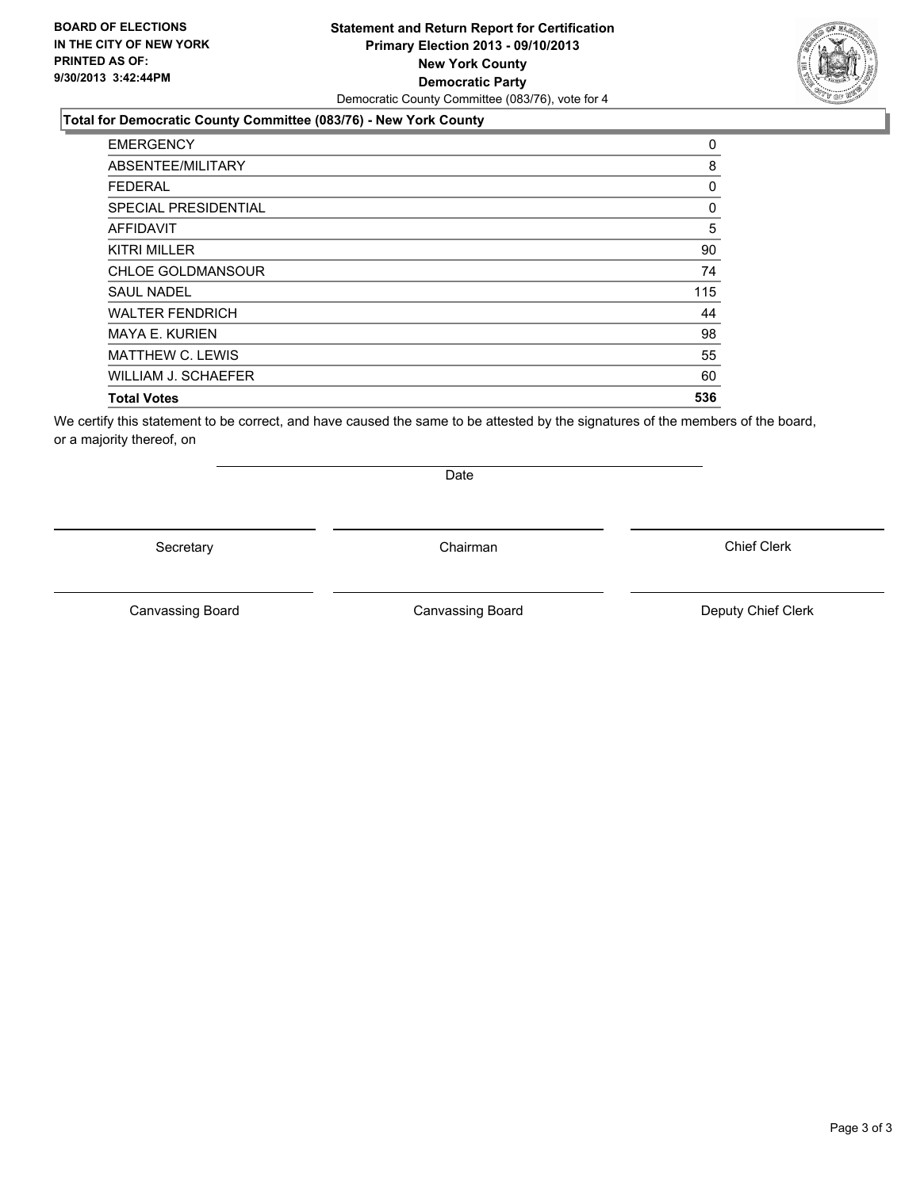**BOARD OF ELECTIONS IN THE CITY OF NEW YORK PRINTED AS OF: 9/30/2013 3:42:44PM**

**Statement and Return Report for Certification**
**Primary Election 2013 - 09/10/2013**
**New York County**
**Democratic Party**
Democratic County Committee (083/76), vote for 4

**Total for Democratic County Committee (083/76) - New York County**

| | |
|---|---|
| EMERGENCY | 0 |
| ABSENTEE/MILITARY | 8 |
| FEDERAL | 0 |
| SPECIAL PRESIDENTIAL | 0 |
| AFFIDAVIT | 5 |
| KITRI MILLER | 90 |
| CHLOE GOLDMANSOUR | 74 |
| SAUL NADEL | 115 |
| WALTER FENDRICH | 44 |
| MAYA E. KURIEN | 98 |
| MATTHEW C. LEWIS | 55 |
| WILLIAM J. SCHAEFER | 60 |
| **Total Votes** | **536** |

We certify this statement to be correct, and have caused the same to be attested by the signatures of the members of the board, or a majority thereof, on

Date

Secretary

Chairman

Chief Clerk

Canvassing Board

Canvassing Board

Deputy Chief Clerk